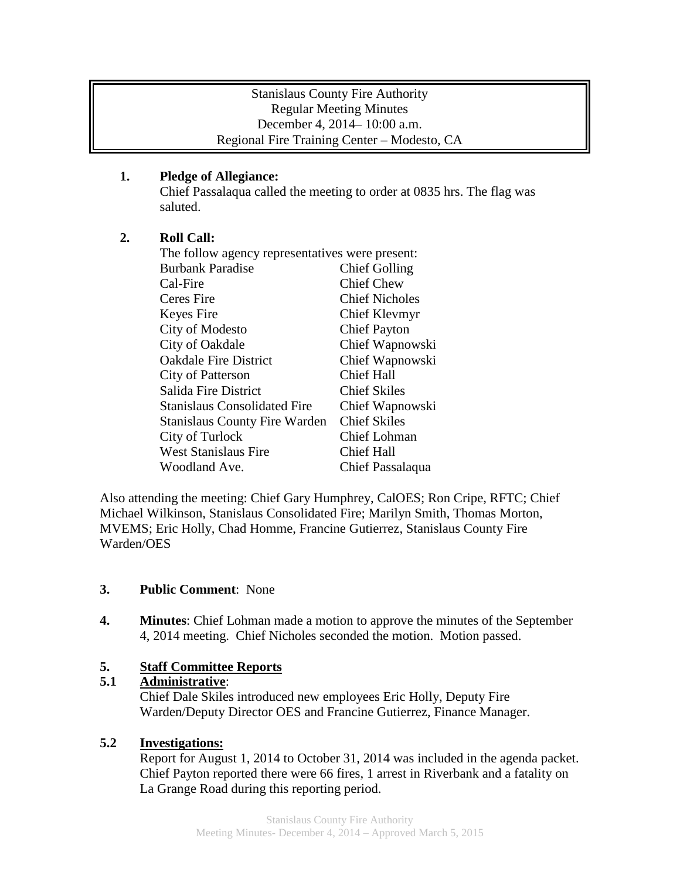Stanislaus County Fire Authority
Regular Meeting Minutes
December 4, 2014– 10:00 a.m.
Regional Fire Training Center – Modesto, CA

**1. Pledge of Allegiance:**
Chief Passalaqua called the meeting to order at 0835 hrs. The flag was saluted.

**2. Roll Call:**
The follow agency representatives were present:

| | |
|---|---|
| Burbank Paradise | Chief Golling |
| Cal-Fire | Chief Chew |
| Ceres Fire | Chief Nicholes |
| Keyes Fire | Chief Klevmyr |
| City of Modesto | Chief Payton |
| City of Oakdale | Chief Wapnowski |
| Oakdale Fire District | Chief Wapnowski |
| City of Patterson | Chief Hall |
| Salida Fire District | Chief Skiles |
| Stanislaus Consolidated Fire | Chief Wapnowski |
| Stanislaus County Fire Warden | Chief Skiles |
| City of Turlock | Chief Lohman |
| West Stanislaus Fire | Chief Hall |
| Woodland Ave. | Chief Passalaqua |

Also attending the meeting: Chief Gary Humphrey, CalOES; Ron Cripe, RFTC; Chief Michael Wilkinson, Stanislaus Consolidated Fire; Marilyn Smith, Thomas Morton, MVEMS; Eric Holly, Chad Homme, Francine Gutierrez, Stanislaus County Fire Warden/OES

**3. Public Comment**: None

**4. Minutes**: Chief Lohman made a motion to approve the minutes of the September 4, 2014 meeting. Chief Nicholes seconded the motion. Motion passed.

**5. Staff Committee Reports**

**5.1 Administrative**:
Chief Dale Skiles introduced new employees Eric Holly, Deputy Fire Warden/Deputy Director OES and Francine Gutierrez, Finance Manager.

**5.2 Investigations:**
Report for August 1, 2014 to October 31, 2014 was included in the agenda packet. Chief Payton reported there were 66 fires, 1 arrest in Riverbank and a fatality on La Grange Road during this reporting period.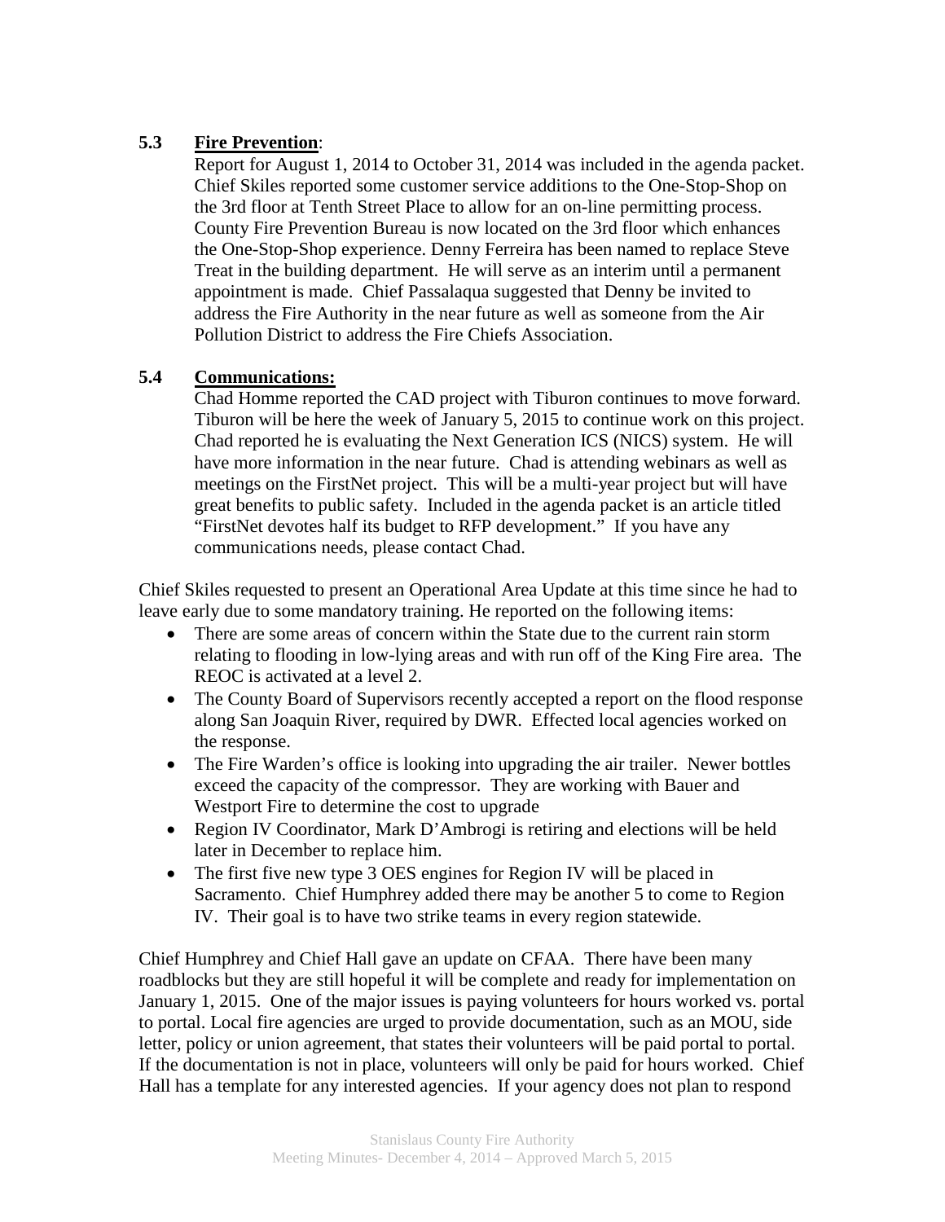### 5.3 **Fire Prevention**:

Report for August 1, 2014 to October 31, 2014 was included in the agenda packet. Chief Skiles reported some customer service additions to the One-Stop-Shop on the 3rd floor at Tenth Street Place to allow for an on-line permitting process. County Fire Prevention Bureau is now located on the 3rd floor which enhances the One-Stop-Shop experience. Denny Ferreira has been named to replace Steve Treat in the building department. He will serve as an interim until a permanent appointment is made. Chief Passalaqua suggested that Denny be invited to address the Fire Authority in the near future as well as someone from the Air Pollution District to address the Fire Chiefs Association.

### 5.4 **Communications:**

Chad Homme reported the CAD project with Tiburon continues to move forward. Tiburon will be here the week of January 5, 2015 to continue work on this project. Chad reported he is evaluating the Next Generation ICS (NICS) system. He will have more information in the near future. Chad is attending webinars as well as meetings on the FirstNet project. This will be a multi-year project but will have great benefits to public safety. Included in the agenda packet is an article titled "FirstNet devotes half its budget to RFP development." If you have any communications needs, please contact Chad.

Chief Skiles requested to present an Operational Area Update at this time since he had to leave early due to some mandatory training. He reported on the following items:

- There are some areas of concern within the State due to the current rain storm relating to flooding in low-lying areas and with run off of the King Fire area. The REOC is activated at a level 2.
- The County Board of Supervisors recently accepted a report on the flood response along San Joaquin River, required by DWR. Effected local agencies worked on the response.
- The Fire Warden's office is looking into upgrading the air trailer. Newer bottles exceed the capacity of the compressor. They are working with Bauer and Westport Fire to determine the cost to upgrade
- Region IV Coordinator, Mark D'Ambrogi is retiring and elections will be held later in December to replace him.
- The first five new type 3 OES engines for Region IV will be placed in Sacramento. Chief Humphrey added there may be another 5 to come to Region IV. Their goal is to have two strike teams in every region statewide.

Chief Humphrey and Chief Hall gave an update on CFAA. There have been many roadblocks but they are still hopeful it will be complete and ready for implementation on January 1, 2015. One of the major issues is paying volunteers for hours worked vs. portal to portal. Local fire agencies are urged to provide documentation, such as an MOU, side letter, policy or union agreement, that states their volunteers will be paid portal to portal. If the documentation is not in place, volunteers will only be paid for hours worked. Chief Hall has a template for any interested agencies. If your agency does not plan to respond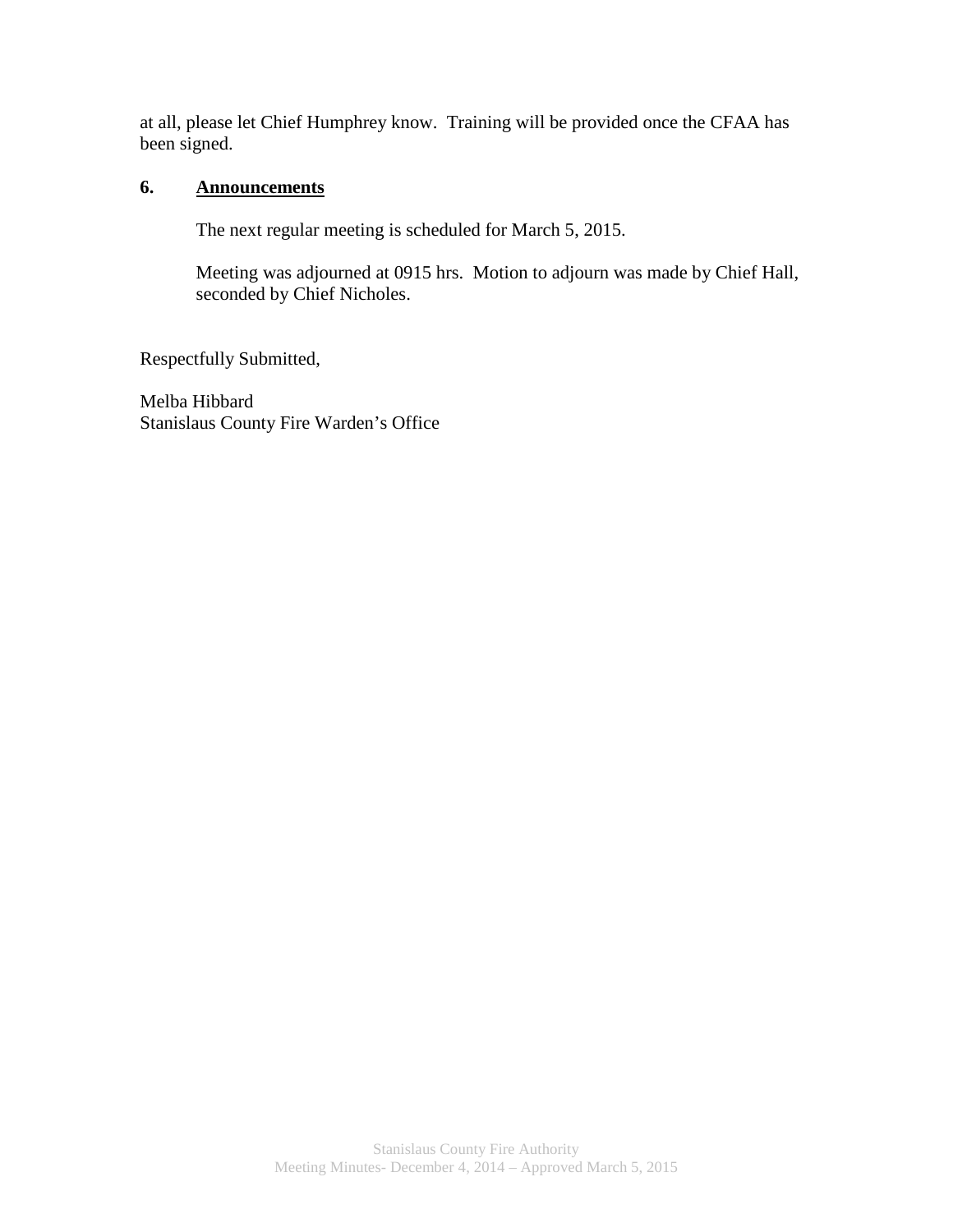at all, please let Chief Humphrey know. Training will be provided once the CFAA has been signed.

## 6. **Announcements**

The next regular meeting is scheduled for March 5, 2015.

Meeting was adjourned at 0915 hrs. Motion to adjourn was made by Chief Hall, seconded by Chief Nicholes.

Respectfully Submitted,

Melba Hibbard
Stanislaus County Fire Warden's Office